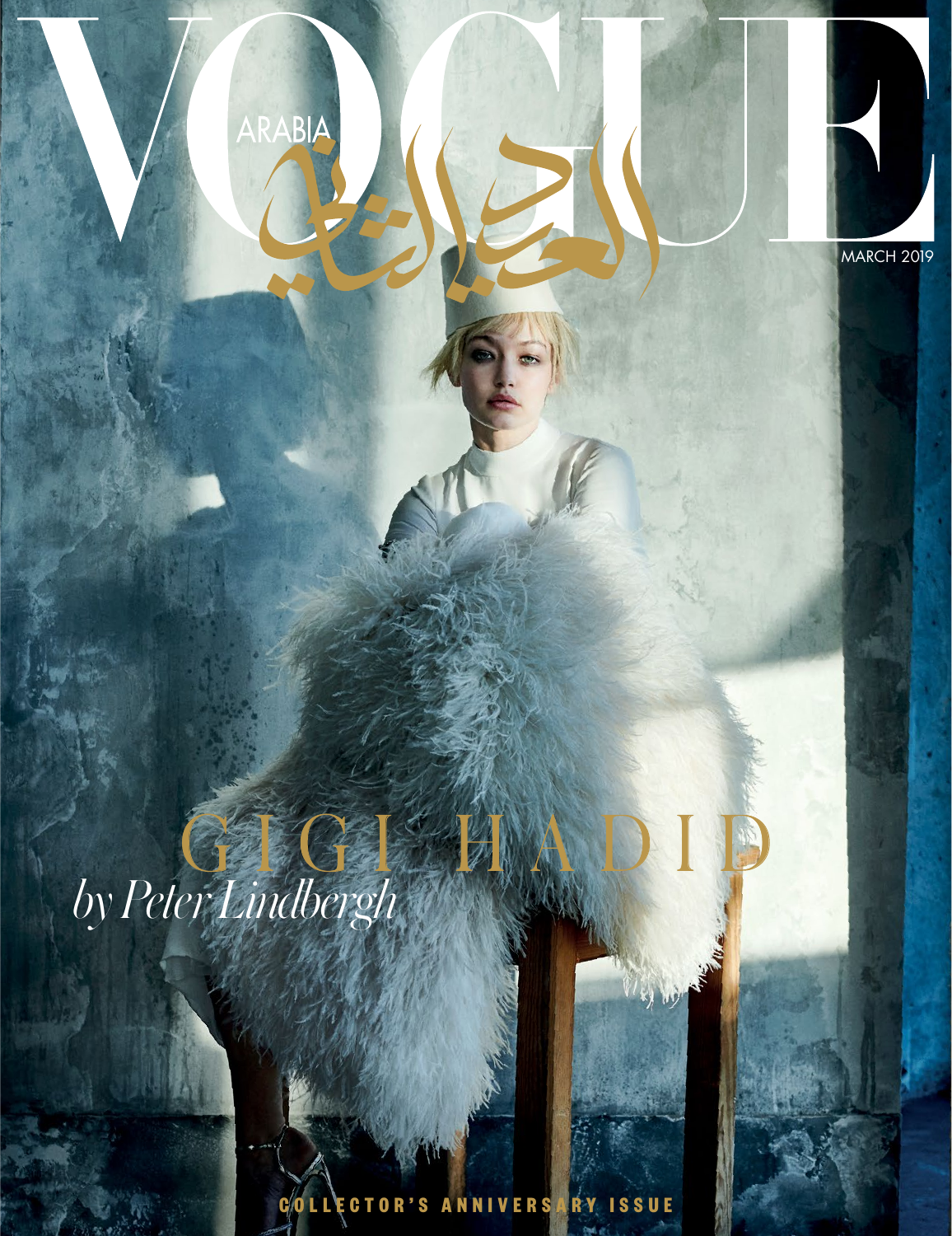# VOGUE

ARABIA

العدد الثاني

MARCH 2019

## GIGI HADID

*by Peter Lindbergh*

COLLECTOR'S ANNIVERSARY ISSUE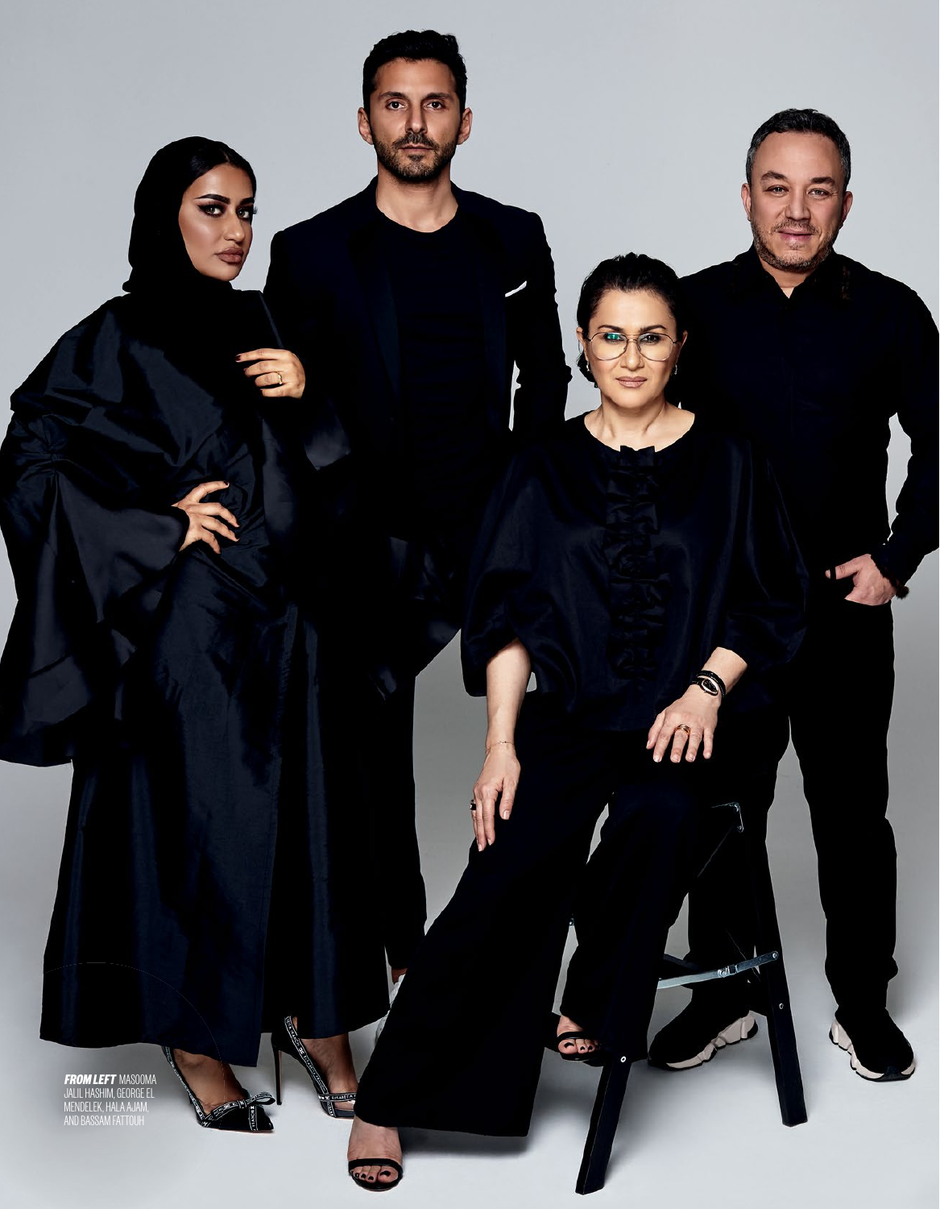**FROM LEFT** MASOOMA JALIL HASHIM, GEORGE EL MENDELEK, HALA AJAM, AND BASSAM FATTOUH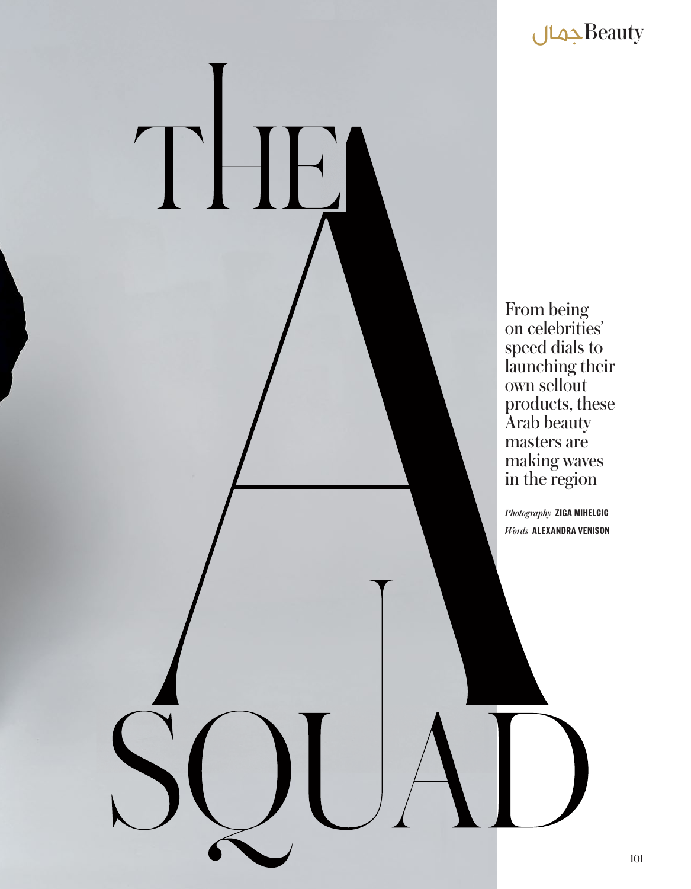# THE A SQUAD

From being on celebrities' speed dials to launching their own sellout products, these Arab beauty masters are making waves in the region

*Photography* **ZIGA MIHELCIC**
*Words* **ALEXANDRA VENISON**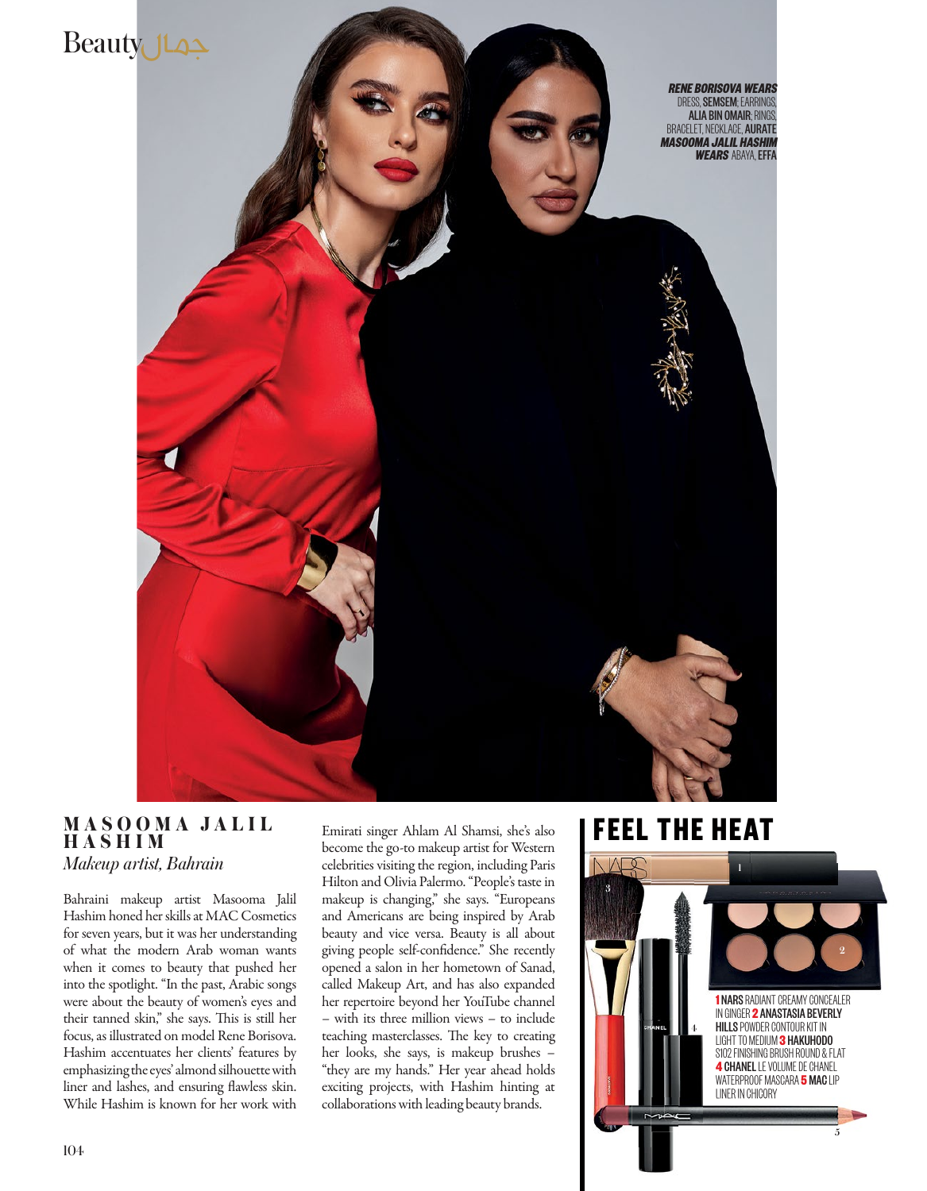**RENE BORISOVA WEARS** DRESS, **SEMSEM**; EARRINGS, **ALIA BIN OMAIR**; RINGS, BRACELET, NECKLACE, **AURATE** **MASOOMA JALIL HASHIM WEARS** ABAYA, **EFFA**

## MASOOMA JALIL HASHIM

*Makeup artist, Bahrain*

Bahraini makeup artist Masooma Jalil Hashim honed her skills at MAC Cosmetics for seven years, but it was her understanding of what the modern Arab woman wants when it comes to beauty that pushed her into the spotlight. "In the past, Arabic songs were about the beauty of women's eyes and their tanned skin," she says. This is still her focus, as illustrated on model Rene Borisova. Hashim accentuates her clients' features by emphasizing the eyes' almond silhouette with liner and lashes, and ensuring flawless skin. While Hashim is known for her work with Emirati singer Ahlam Al Shamsi, she's also become the go-to makeup artist for Western celebrities visiting the region, including Paris Hilton and Olivia Palermo. "People's taste in makeup is changing," she says. "Europeans and Americans are being inspired by Arab beauty and vice versa. Beauty is all about giving people self-confidence." She recently opened a salon in her hometown of Sanad, called Makeup Art, and has also expanded her repertoire beyond her YouTube channel – with its three million views – to include teaching masterclasses. The key to creating her looks, she says, is makeup brushes – "they are my hands." Her year ahead holds exciting projects, with Hashim hinting at collaborations with leading beauty brands.

## FEEL THE HEAT

**1 NARS** RADIANT CREAMY CONCEALER IN GINGER **2 ANASTASIA BEVERLY HILLS** POWDER CONTOUR KIT IN LIGHT TO MEDIUM **3 HAKUHODO** S102 FINISHING BRUSH ROUND & FLAT **4 CHANEL** LE VOLUME DE CHANEL WATERPROOF MASCARA **5 MAC** LIP LINER IN CHICORY